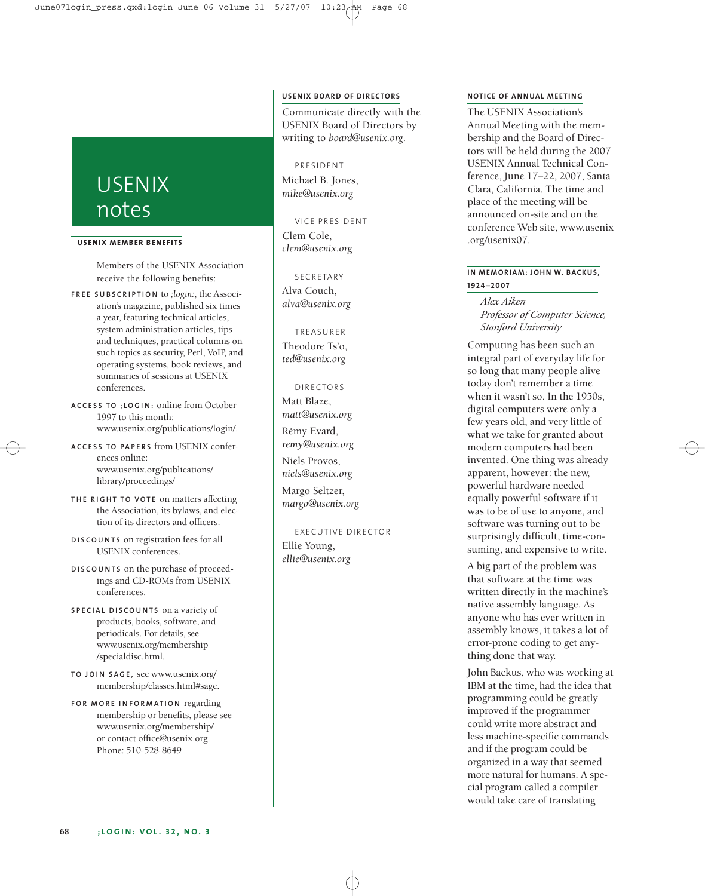# USENIX notes

## USENIX MEMBER BENEFITS

Members of the USENIX Association receive the following benefits:

**FREE SUBSCRIPTION** to *;login:*, the Association's magazine, published six times a year, featuring technical articles, system administration articles, tips and techniques, practical columns on such topics as security, Perl, VoIP, and operating systems, book reviews, and summaries of sessions at USENIX conferences.

**ACCESS TO ;LOGIN:** online from October 1997 to this month: www.usenix.org/publications/login/.

**ACCESS TO PAPERS** from USENIX conferences online: www.usenix.org/publications/library/proceedings/

**THE RIGHT TO VOTE** on matters affecting the Association, its bylaws, and election of its directors and officers.

**DISCOUNTS** on registration fees for all USENIX conferences.

**DISCOUNTS** on the purchase of proceedings and CD-ROMs from USENIX conferences.

**SPECIAL DISCOUNTS** on a variety of products, books, software, and periodicals. For details, see www.usenix.org/membership/specialdisc.html.

**TO JOIN SAGE,** see www.usenix.org/membership/classes.html#sage.

**FOR MORE INFORMATION** regarding membership or benefits, please see www.usenix.org/membership/ or contact office@usenix.org. Phone: 510-528-8649

## USENIX BOARD OF DIRECTORS

Communicate directly with the USENIX Board of Directors by writing to *board@usenix.org*.

PRESIDENT

Michael B. Jones, *mike@usenix.org*

VICE PRESIDENT

Clem Cole, *clem@usenix.org*

SECRETARY

Alva Couch, *alva@usenix.org*

TREASURER

Theodore Ts'o, *ted@usenix.org*

DIRECTORS

Matt Blaze, *matt@usenix.org*

Rémy Evard, *remy@usenix.org*

Niels Provos, *niels@usenix.org*

Margo Seltzer, *margo@usenix.org*

EXECUTIVE DIRECTOR

Ellie Young, *ellie@usenix.org*

## NOTICE OF ANNUAL MEETING

The USENIX Association's Annual Meeting with the membership and the Board of Directors will be held during the 2007 USENIX Annual Technical Conference, June 17–22, 2007, Santa Clara, California. The time and place of the meeting will be announced on-site and on the conference Web site, www.usenix.org/usenix07.

## IN MEMORIAM: JOHN W. BACKUS, 1924–2007

*Alex Aiken*
*Professor of Computer Science, Stanford University*

Computing has been such an integral part of everyday life for so long that many people alive today don't remember a time when it wasn't so. In the 1950s, digital computers were only a few years old, and very little of what we take for granted about modern computers had been invented. One thing was already apparent, however: the new, powerful hardware needed equally powerful software if it was to be of use to anyone, and software was turning out to be surprisingly difficult, time-consuming, and expensive to write.

A big part of the problem was that software at the time was written directly in the machine's native assembly language. As anyone who has ever written in assembly knows, it takes a lot of error-prone coding to get anything done that way.

John Backus, who was working at IBM at the time, had the idea that programming could be greatly improved if the programmer could write more abstract and less machine-specific commands and if the program could be organized in a way that seemed more natural for humans. A special program called a compiler would take care of translating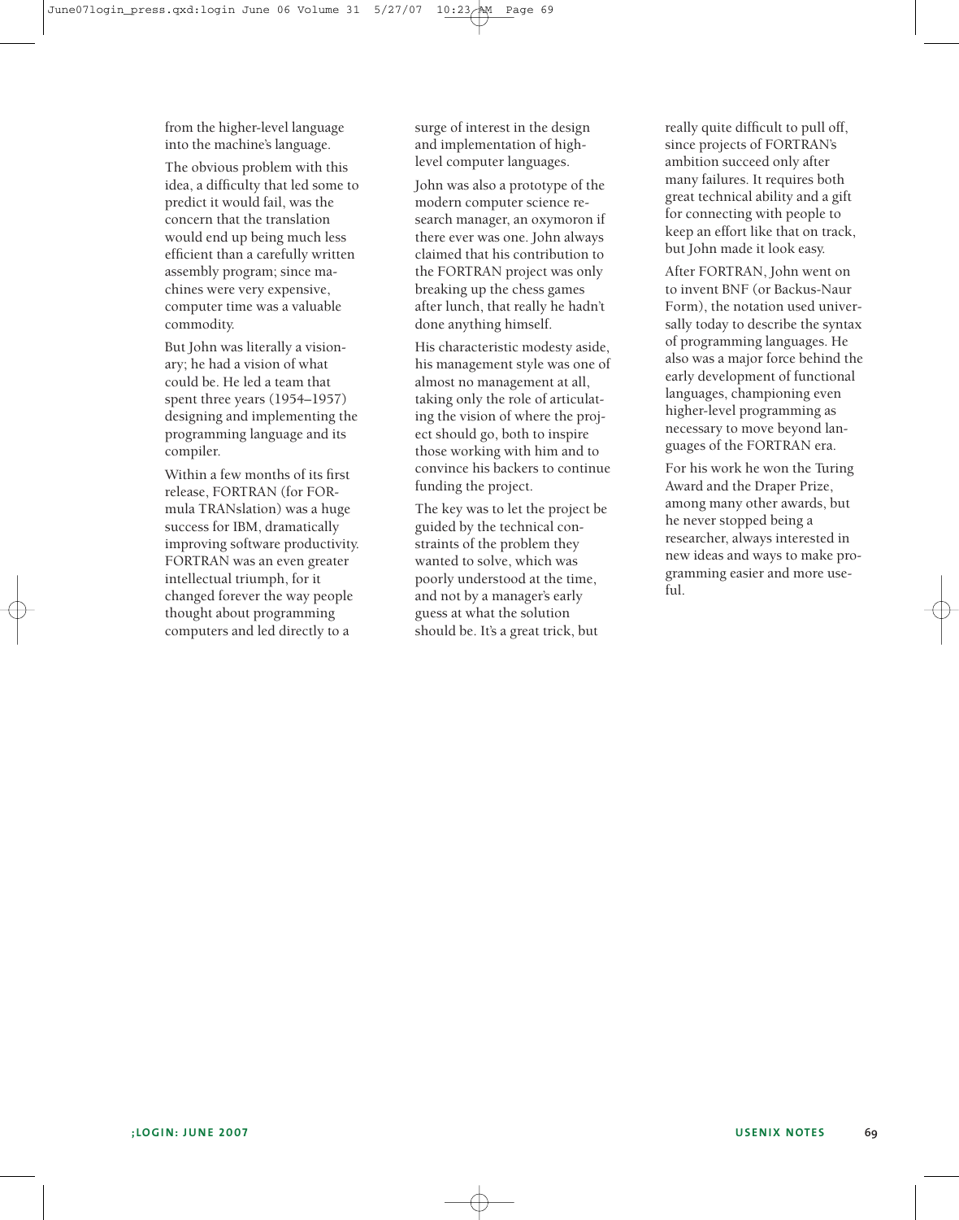from the higher-level language into the machine's language.

The obvious problem with this idea, a difficulty that led some to predict it would fail, was the concern that the translation would end up being much less efficient than a carefully written assembly program; since machines were very expensive, computer time was a valuable commodity.

But John was literally a visionary; he had a vision of what could be. He led a team that spent three years (1954–1957) designing and implementing the programming language and its compiler.

Within a few months of its first release, FORTRAN (for FORmula TRANslation) was a huge success for IBM, dramatically improving software productivity. FORTRAN was an even greater intellectual triumph, for it changed forever the way people thought about programming computers and led directly to a surge of interest in the design and implementation of high-level computer languages.

John was also a prototype of the modern computer science research manager, an oxymoron if there ever was one. John always claimed that his contribution to the FORTRAN project was only breaking up the chess games after lunch, that really he hadn't done anything himself.

His characteristic modesty aside, his management style was one of almost no management at all, taking only the role of articulating the vision of where the project should go, both to inspire those working with him and to convince his backers to continue funding the project.

The key was to let the project be guided by the technical constraints of the problem they wanted to solve, which was poorly understood at the time, and not by a manager's early guess at what the solution should be. It's a great trick, but really quite difficult to pull off, since projects of FORTRAN's ambition succeed only after many failures. It requires both great technical ability and a gift for connecting with people to keep an effort like that on track, but John made it look easy.

After FORTRAN, John went on to invent BNF (or Backus-Naur Form), the notation used universally today to describe the syntax of programming languages. He also was a major force behind the early development of functional languages, championing even higher-level programming as necessary to move beyond languages of the FORTRAN era.

For his work he won the Turing Award and the Draper Prize, among many other awards, but he never stopped being a researcher, always interested in new ideas and ways to make programming easier and more useful.